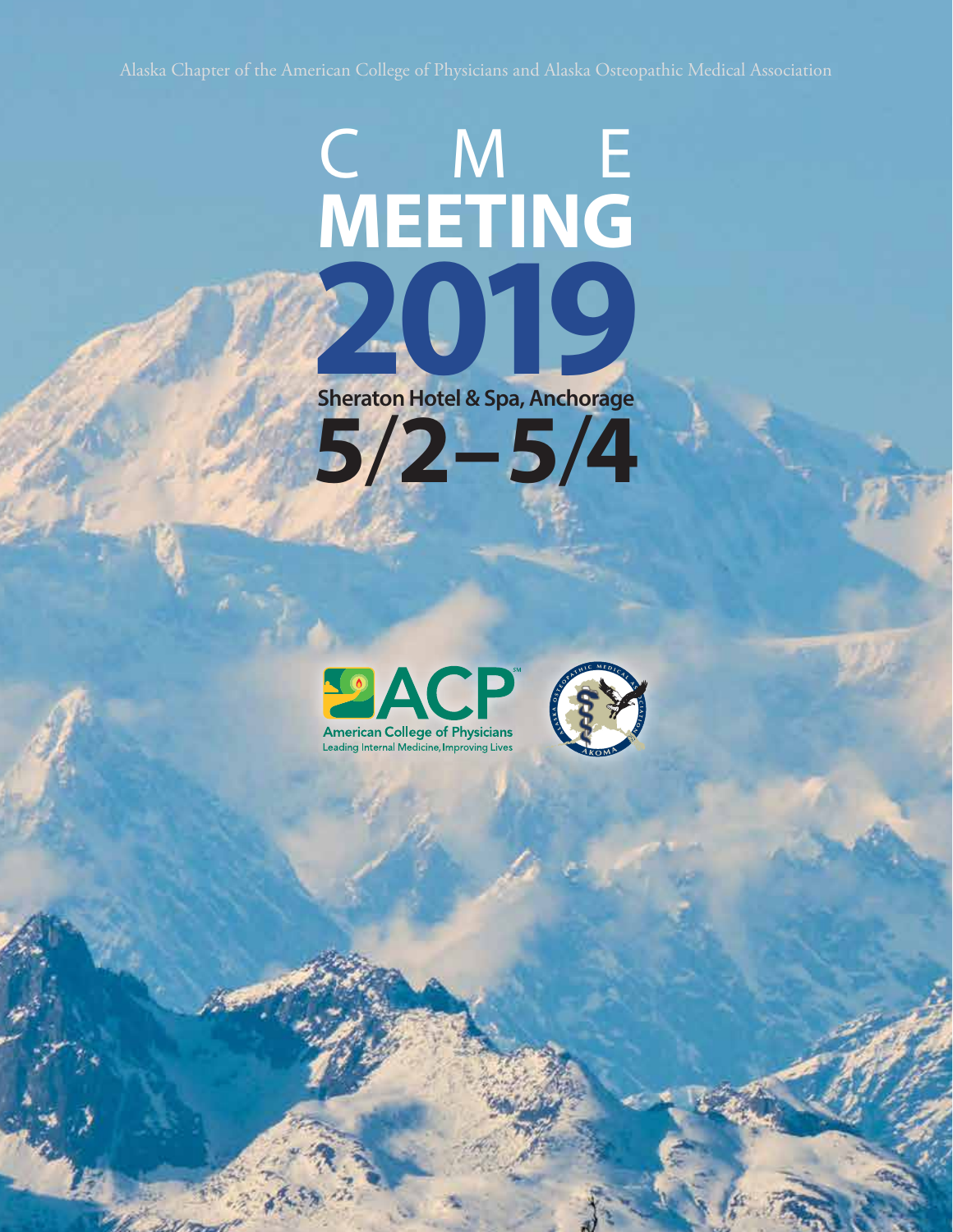Alaska Chapter of the American College of Physicians and Alaska Osteopathic Medical Association

# C M E MEETING 2019

**Sheraton Hotel & Spa, Anchorage**

# 5/2–5/4

American College of Physicians
Leading Internal Medicine, Improving Lives

ALASKA OSTEOPATHIC MEDICAL ASSOCIATION
AKOMA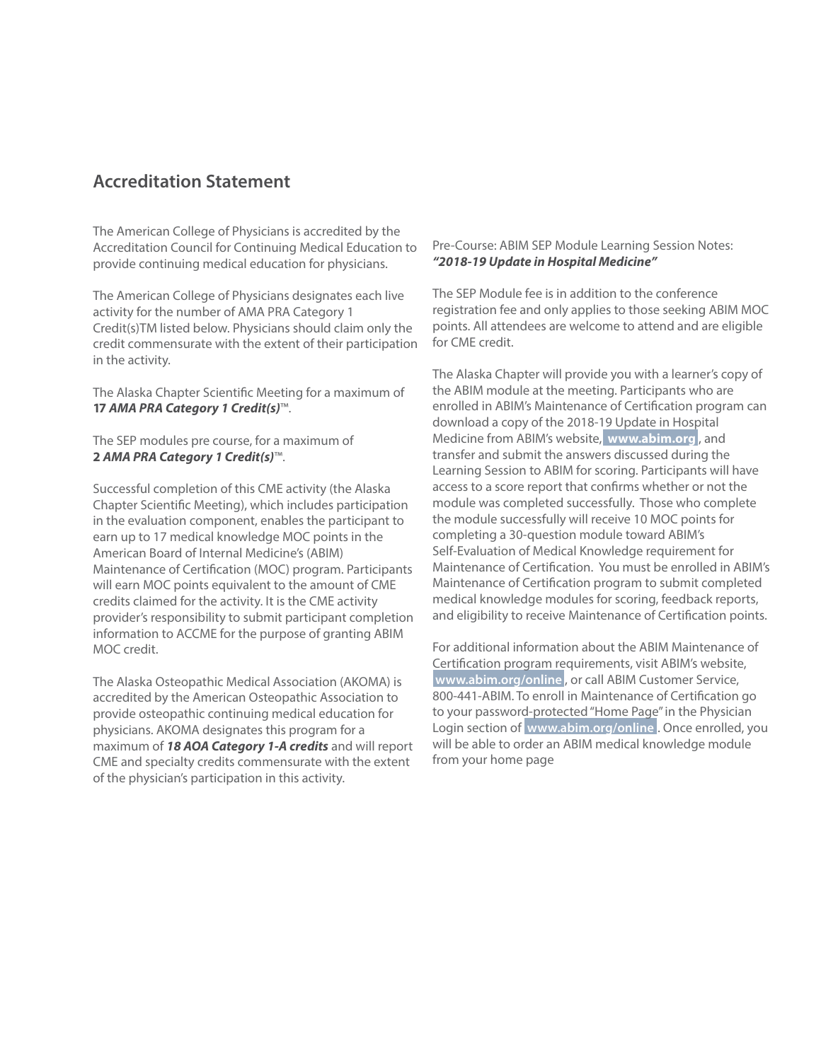## Accreditation Statement

The American College of Physicians is accredited by the Accreditation Council for Continuing Medical Education to provide continuing medical education for physicians.

The American College of Physicians designates each live activity for the number of AMA PRA Category 1 Credit(s)TM listed below. Physicians should claim only the credit commensurate with the extent of their participation in the activity.

The Alaska Chapter Scientific Meeting for a maximum of **17** ***AMA PRA Category 1 Credit(s)***™.

The SEP modules pre course, for a maximum of **2** ***AMA PRA Category 1 Credit(s)***™.

Successful completion of this CME activity (the Alaska Chapter Scientific Meeting), which includes participation in the evaluation component, enables the participant to earn up to 17 medical knowledge MOC points in the American Board of Internal Medicine's (ABIM) Maintenance of Certification (MOC) program. Participants will earn MOC points equivalent to the amount of CME credits claimed for the activity. It is the CME activity provider's responsibility to submit participant completion information to ACCME for the purpose of granting ABIM MOC credit.

The Alaska Osteopathic Medical Association (AKOMA) is accredited by the American Osteopathic Association to provide osteopathic continuing medical education for physicians. AKOMA designates this program for a maximum of ***18 AOA Category 1-A credits*** and will report CME and specialty credits commensurate with the extent of the physician's participation in this activity.

Pre-Course: ABIM SEP Module Learning Session Notes:
***"2018-19 Update in Hospital Medicine"***

The SEP Module fee is in addition to the conference registration fee and only applies to those seeking ABIM MOC points. All attendees are welcome to attend and are eligible for CME credit.

The Alaska Chapter will provide you with a learner's copy of the ABIM module at the meeting. Participants who are enrolled in ABIM's Maintenance of Certification program can download a copy of the 2018-19 Update in Hospital Medicine from ABIM's website, **www.abim.org**, and transfer and submit the answers discussed during the Learning Session to ABIM for scoring. Participants will have access to a score report that confirms whether or not the module was completed successfully. Those who complete the module successfully will receive 10 MOC points for completing a 30-question module toward ABIM's Self-Evaluation of Medical Knowledge requirement for Maintenance of Certification. You must be enrolled in ABIM's Maintenance of Certification program to submit completed medical knowledge modules for scoring, feedback reports, and eligibility to receive Maintenance of Certification points.

For additional information about the ABIM Maintenance of Certification program requirements, visit ABIM's website, **www.abim.org/online**, or call ABIM Customer Service, 800-441-ABIM. To enroll in Maintenance of Certification go to your password-protected "Home Page" in the Physician Login section of **www.abim.org/online**. Once enrolled, you will be able to order an ABIM medical knowledge module from your home page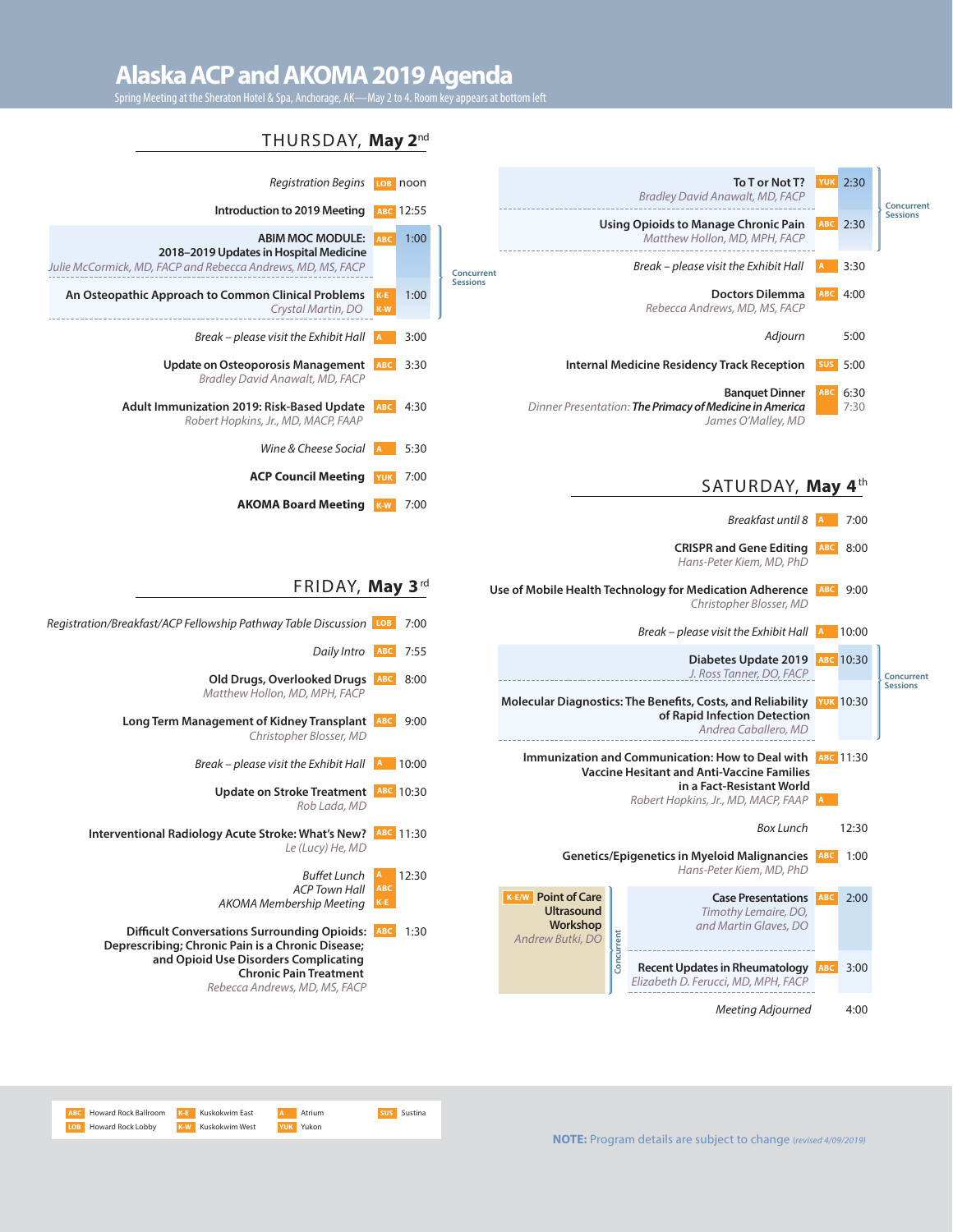# Alaska ACP and AKOMA 2019 Agenda

Spring Meeting at the Sheraton Hotel & Spa, Anchorage, AK—May 2 to 4. Room key appears at bottom left

## THURSDAY, **May 2nd**

| Session | Room | Time |
|---|---|---|
| *Registration Begins* | LOB | noon |
| **Introduction to 2019 Meeting** | ABC | 12:55 |
| **ABIM MOC MODULE: 2018–2019 Updates in Hospital Medicine** *Julie McCormick, MD, FACP and Rebecca Andrews, MD, MS, FACP* (Concurrent Sessions) | ABC | 1:00 |
| **An Osteopathic Approach to Common Clinical Problems** *Crystal Martin, DO* (Concurrent Sessions) | K-E K-W | 1:00 |
| *Break – please visit the Exhibit Hall* | A | 3:00 |
| **Update on Osteoporosis Management** *Bradley David Anawalt, MD, FACP* | ABC | 3:30 |
| **Adult Immunization 2019: Risk-Based Update** *Robert Hopkins, Jr., MD, MACP, FAAP* | ABC | 4:30 |
| *Wine & Cheese Social* | A | 5:30 |
| **ACP Council Meeting** | YUK | 7:00 |
| **AKOMA Board Meeting** | K-W | 7:00 |

## FRIDAY, **May 3rd**

| Session | Room | Time |
|---|---|---|
| *Registration/Breakfast/ACP Fellowship Pathway Table Discussion* | LOB | 7:00 |
| *Daily Intro* | ABC | 7:55 |
| **Old Drugs, Overlooked Drugs** *Matthew Hollon, MD, MPH, FACP* | ABC | 8:00 |
| **Long Term Management of Kidney Transplant** *Christopher Blosser, MD* | ABC | 9:00 |
| *Break – please visit the Exhibit Hall* | A | 10:00 |
| **Update on Stroke Treatment** *Rob Lada, MD* | ABC | 10:30 |
| **Interventional Radiology Acute Stroke: What's New?** *Le (Lucy) He, MD* | ABC | 11:30 |
| *Buffet Lunch* / *ACP Town Hall* / *AKOMA Membership Meeting* | A / ABC / K-E | 12:30 |
| **Difficult Conversations Surrounding Opioids: Deprescribing; Chronic Pain is a Chronic Disease; and Opioid Use Disorders Complicating Chronic Pain Treatment** *Rebecca Andrews, MD, MS, FACP* | ABC | 1:30 |
| **To T or Not T?** *Bradley David Anawalt, MD, FACP* (Concurrent Sessions) | YUK | 2:30 |
| **Using Opioids to Manage Chronic Pain** *Matthew Hollon, MD, MPH, FACP* (Concurrent Sessions) | ABC | 2:30 |
| *Break – please visit the Exhibit Hall* | A | 3:30 |
| **Doctors Dilemma** *Rebecca Andrews, MD, MS, FACP* | ABC | 4:00 |
| *Adjourn* | | 5:00 |
| **Internal Medicine Residency Track Reception** | SUS | 5:00 |
| **Banquet Dinner** / *Dinner Presentation:* ***The Primacy of Medicine in America*** *James O'Malley, MD* | ABC | 6:30 / 7:30 |

## SATURDAY, **May 4th**

| Session | Room | Time |
|---|---|---|
| *Breakfast until 8* | A | 7:00 |
| **CRISPR and Gene Editing** *Hans-Peter Kiem, MD, PhD* | ABC | 8:00 |
| **Use of Mobile Health Technology for Medication Adherence** *Christopher Blosser, MD* | ABC | 9:00 |
| *Break – please visit the Exhibit Hall* | A | 10:00 |
| **Diabetes Update 2019** *J. Ross Tanner, DO, FACP* (Concurrent Sessions) | ABC | 10:30 |
| **Molecular Diagnostics: The Benefits, Costs, and Reliability of Rapid Infection Detection** *Andrea Caballero, MD* (Concurrent Sessions) | YUK | 10:30 |
| **Immunization and Communication: How to Deal with Vaccine Hesitant and Anti-Vaccine Families in a Fact-Resistant World** *Robert Hopkins, Jr., MD, MACP, FAAP* | ABC / A | 11:30 |
| *Box Lunch* | | 12:30 |
| **Genetics/Epigenetics in Myeloid Malignancies** *Hans-Peter Kiem, MD, PhD* | ABC | 1:00 |
| **Point of Care Ultrasound Workshop** *Andrew Butki, DO* (Concurrent) | K-E/W | |
| **Case Presentations** *Timothy Lemaire, DO, and Martin Glaves, DO* (Concurrent) | ABC | 2:00 |
| **Recent Updates in Rheumatology** *Elizabeth D. Ferucci, MD, MPH, FACP* (Concurrent) | ABC | 3:00 |
| *Meeting Adjourned* | | 4:00 |

**Room key:**

- ABC – Howard Rock Ballroom
- LOB – Howard Rock Lobby
- K-E – Kuskokwim East
- K-W – Kuskokwim West
- A – Atrium
- YUK – Yukon
- SUS – Sustina

**NOTE:** Program details are subject to change *(revised 4/09/2019)*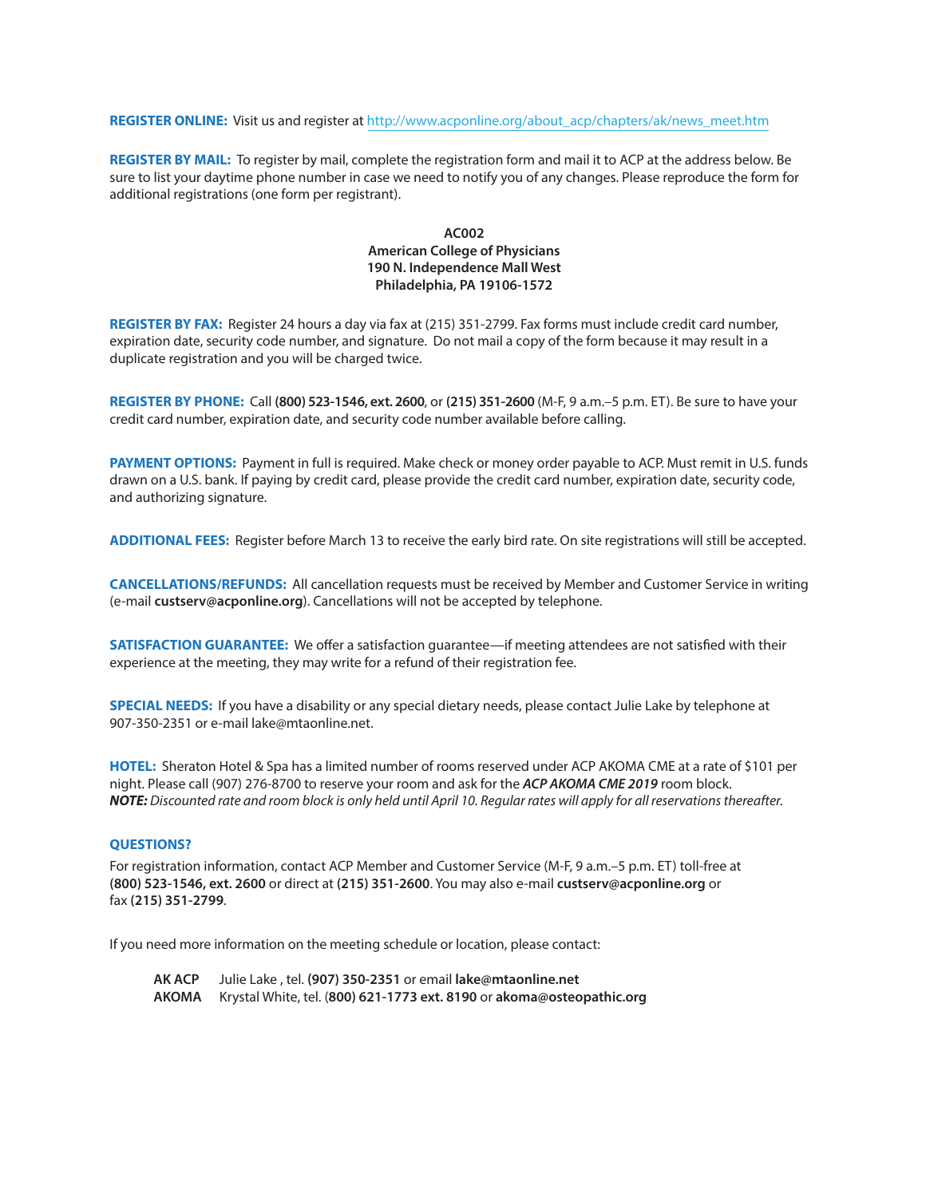**REGISTER ONLINE:** Visit us and register at http://www.acponline.org/about_acp/chapters/ak/news_meet.htm

**REGISTER BY MAIL:** To register by mail, complete the registration form and mail it to ACP at the address below. Be sure to list your daytime phone number in case we need to notify you of any changes. Please reproduce the form for additional registrations (one form per registrant).

**AC002**
**American College of Physicians**
**190 N. Independence Mall West**
**Philadelphia, PA 19106-1572**

**REGISTER BY FAX:** Register 24 hours a day via fax at (215) 351-2799. Fax forms must include credit card number, expiration date, security code number, and signature. Do not mail a copy of the form because it may result in a duplicate registration and you will be charged twice.

**REGISTER BY PHONE:** Call **(800) 523-1546, ext. 2600**, or **(215) 351-2600** (M-F, 9 a.m.–5 p.m. ET). Be sure to have your credit card number, expiration date, and security code number available before calling.

**PAYMENT OPTIONS:** Payment in full is required. Make check or money order payable to ACP. Must remit in U.S. funds drawn on a U.S. bank. If paying by credit card, please provide the credit card number, expiration date, security code, and authorizing signature.

**ADDITIONAL FEES:** Register before March 13 to receive the early bird rate. On site registrations will still be accepted.

**CANCELLATIONS/REFUNDS:** All cancellation requests must be received by Member and Customer Service in writing (e-mail **custserv@acponline.org**). Cancellations will not be accepted by telephone.

**SATISFACTION GUARANTEE:** We offer a satisfaction guarantee—if meeting attendees are not satisfied with their experience at the meeting, they may write for a refund of their registration fee.

**SPECIAL NEEDS:** If you have a disability or any special dietary needs, please contact Julie Lake by telephone at 907-350-2351 or e-mail lake@mtaonline.net.

**HOTEL:** Sheraton Hotel & Spa has a limited number of rooms reserved under ACP AKOMA CME at a rate of $101 per night. Please call (907) 276-8700 to reserve your room and ask for the ***ACP AKOMA CME 2019*** room block.
***NOTE:*** *Discounted rate and room block is only held until April 10. Regular rates will apply for all reservations thereafter.*

**QUESTIONS?**

For registration information, contact ACP Member and Customer Service (M-F, 9 a.m.–5 p.m. ET) toll-free at **(800) 523-1546, ext. 2600** or direct at **(215) 351-2600**. You may also e-mail **custserv@acponline.org** or fax **(215) 351-2799**.

If you need more information on the meeting schedule or location, please contact:

**AK ACP** Julie Lake , tel. **(907) 350-2351** or email **lake@mtaonline.net**
**AKOMA** Krystal White, tel. **(800) 621-1773 ext. 8190** or **akoma@osteopathic.org**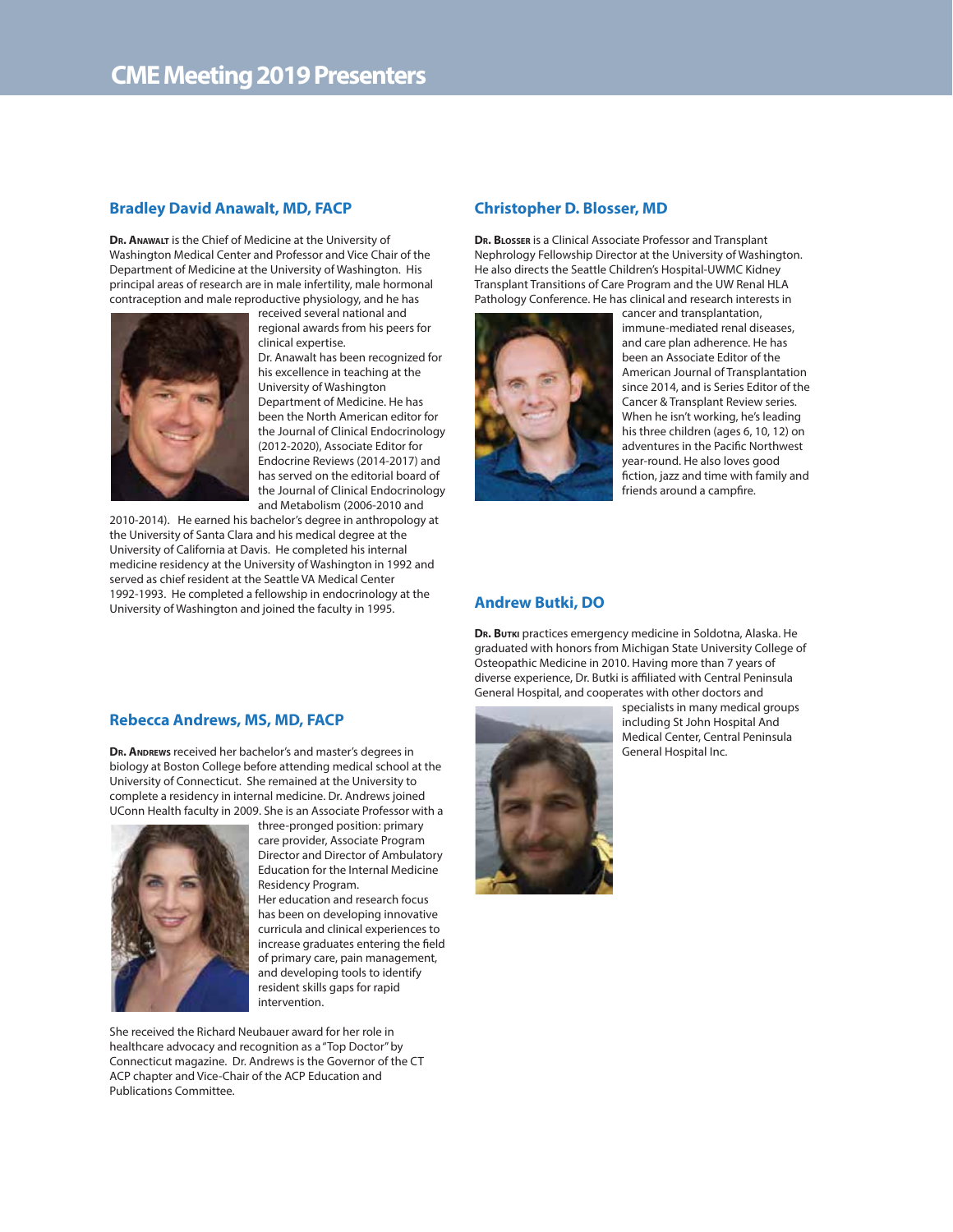# CME Meeting 2019 Presenters

### Bradley David Anawalt, MD, FACP

**Dr. Anawalt** is the Chief of Medicine at the University of Washington Medical Center and Professor and Vice Chair of the Department of Medicine at the University of Washington. His principal areas of research are in male infertility, male hormonal contraception and male reproductive physiology, and he has received several national and regional awards from his peers for clinical expertise.

Dr. Anawalt has been recognized for his excellence in teaching at the University of Washington Department of Medicine. He has been the North American editor for the Journal of Clinical Endocrinology (2012-2020), Associate Editor for Endocrine Reviews (2014-2017) and has served on the editorial board of the Journal of Clinical Endocrinology and Metabolism (2006-2010 and 2010-2014). He earned his bachelor's degree in anthropology at the University of Santa Clara and his medical degree at the University of California at Davis. He completed his internal medicine residency at the University of Washington in 1992 and served as chief resident at the Seattle VA Medical Center 1992-1993. He completed a fellowship in endocrinology at the University of Washington and joined the faculty in 1995.

### Rebecca Andrews, MS, MD, FACP

**Dr. Andrews** received her bachelor's and master's degrees in biology at Boston College before attending medical school at the University of Connecticut. She remained at the University to complete a residency in internal medicine. Dr. Andrews joined UConn Health faculty in 2009. She is an Associate Professor with a three-pronged position: primary care provider, Associate Program Director and Director of Ambulatory Education for the Internal Medicine Residency Program.

Her education and research focus has been on developing innovative curricula and clinical experiences to increase graduates entering the field of primary care, pain management, and developing tools to identify resident skills gaps for rapid intervention.

She received the Richard Neubauer award for her role in healthcare advocacy and recognition as a "Top Doctor" by Connecticut magazine. Dr. Andrews is the Governor of the CT ACP chapter and Vice-Chair of the ACP Education and Publications Committee.

### Christopher D. Blosser, MD

**Dr. Blosser** is a Clinical Associate Professor and Transplant Nephrology Fellowship Director at the University of Washington. He also directs the Seattle Children's Hospital-UWMC Kidney Transplant Transitions of Care Program and the UW Renal HLA Pathology Conference. He has clinical and research interests in cancer and transplantation, immune-mediated renal diseases, and care plan adherence. He has been an Associate Editor of the American Journal of Transplantation since 2014, and is Series Editor of the Cancer & Transplant Review series. When he isn't working, he's leading his three children (ages 6, 10, 12) on adventures in the Pacific Northwest year-round. He also loves good fiction, jazz and time with family and friends around a campfire.

### Andrew Butki, DO

**Dr. Butki** practices emergency medicine in Soldotna, Alaska. He graduated with honors from Michigan State University College of Osteopathic Medicine in 2010. Having more than 7 years of diverse experience, Dr. Butki is affiliated with Central Peninsula General Hospital, and cooperates with other doctors and specialists in many medical groups including St John Hospital And Medical Center, Central Peninsula General Hospital Inc.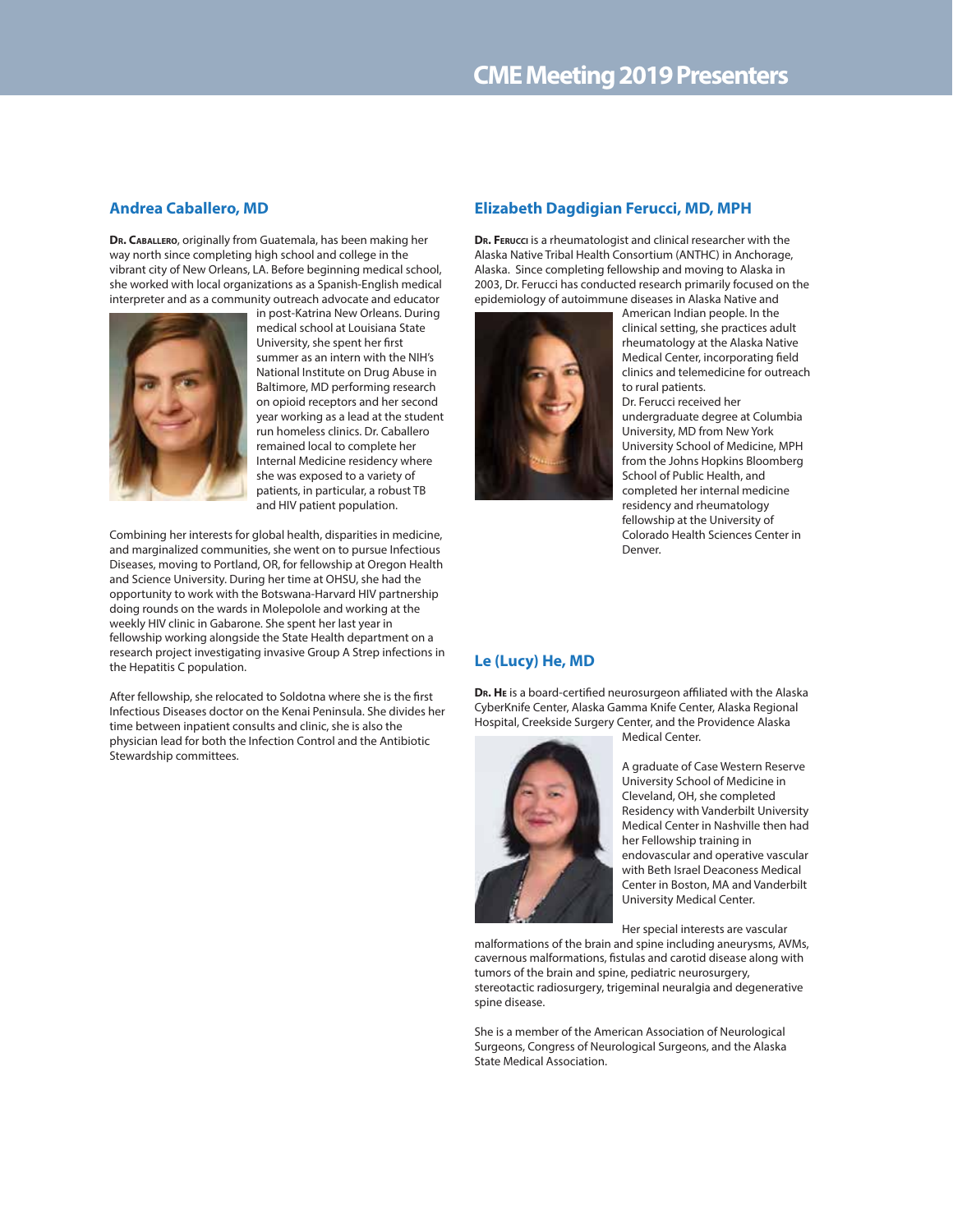# CME Meeting 2019 Presenters

## Andrea Caballero, MD

**Dr. Caballero**, originally from Guatemala, has been making her way north since completing high school and college in the vibrant city of New Orleans, LA. Before beginning medical school, she worked with local organizations as a Spanish-English medical interpreter and as a community outreach advocate and educator in post-Katrina New Orleans. During medical school at Louisiana State University, she spent her first summer as an intern with the NIH's National Institute on Drug Abuse in Baltimore, MD performing research on opioid receptors and her second year working as a lead at the student run homeless clinics. Dr. Caballero remained local to complete her Internal Medicine residency where she was exposed to a variety of patients, in particular, a robust TB and HIV patient population.

Combining her interests for global health, disparities in medicine, and marginalized communities, she went on to pursue Infectious Diseases, moving to Portland, OR, for fellowship at Oregon Health and Science University. During her time at OHSU, she had the opportunity to work with the Botswana-Harvard HIV partnership doing rounds on the wards in Molepolole and working at the weekly HIV clinic in Gabarone. She spent her last year in fellowship working alongside the State Health department on a research project investigating invasive Group A Strep infections in the Hepatitis C population.

After fellowship, she relocated to Soldotna where she is the first Infectious Diseases doctor on the Kenai Peninsula. She divides her time between inpatient consults and clinic, she is also the physician lead for both the Infection Control and the Antibiotic Stewardship committees.

## Elizabeth Dagdigian Ferucci, MD, MPH

**Dr. Ferucci** is a rheumatologist and clinical researcher with the Alaska Native Tribal Health Consortium (ANTHC) in Anchorage, Alaska. Since completing fellowship and moving to Alaska in 2003, Dr. Ferucci has conducted research primarily focused on the epidemiology of autoimmune diseases in Alaska Native and American Indian people. In the clinical setting, she practices adult rheumatology at the Alaska Native Medical Center, incorporating field clinics and telemedicine for outreach to rural patients.

Dr. Ferucci received her undergraduate degree at Columbia University, MD from New York University School of Medicine, MPH from the Johns Hopkins Bloomberg School of Public Health, and completed her internal medicine residency and rheumatology fellowship at the University of Colorado Health Sciences Center in Denver.

## Le (Lucy) He, MD

**Dr. He** is a board-certified neurosurgeon affiliated with the Alaska CyberKnife Center, Alaska Gamma Knife Center, Alaska Regional Hospital, Creekside Surgery Center, and the Providence Alaska Medical Center.

A graduate of Case Western Reserve University School of Medicine in Cleveland, OH, she completed Residency with Vanderbilt University Medical Center in Nashville then had her Fellowship training in endovascular and operative vascular with Beth Israel Deaconess Medical Center in Boston, MA and Vanderbilt University Medical Center.

Her special interests are vascular malformations of the brain and spine including aneurysms, AVMs, cavernous malformations, fistulas and carotid disease along with tumors of the brain and spine, pediatric neurosurgery, stereotactic radiosurgery, trigeminal neuralgia and degenerative spine disease.

She is a member of the American Association of Neurological Surgeons, Congress of Neurological Surgeons, and the Alaska State Medical Association.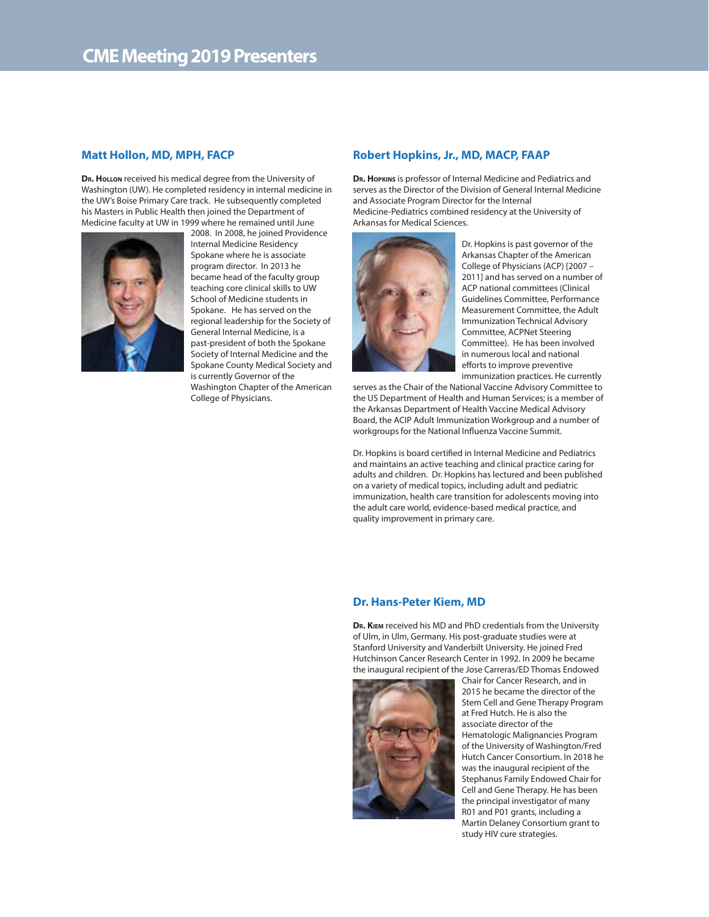# CME Meeting 2019 Presenters

## Matt Hollon, MD, MPH, FACP

**Dr. Hollon** received his medical degree from the University of Washington (UW). He completed residency in internal medicine in the UW's Boise Primary Care track. He subsequently completed his Masters in Public Health then joined the Department of Medicine faculty at UW in 1999 where he remained until June 2008. In 2008, he joined Providence Internal Medicine Residency Spokane where he is associate program director. In 2013 he became head of the faculty group teaching core clinical skills to UW School of Medicine students in Spokane. He has served on the regional leadership for the Society of General Internal Medicine, is a past-president of both the Spokane Society of Internal Medicine and the Spokane County Medical Society and is currently Governor of the Washington Chapter of the American College of Physicians.

## Robert Hopkins, Jr., MD, MACP, FAAP

**Dr. Hopkins** is professor of Internal Medicine and Pediatrics and serves as the Director of the Division of General Internal Medicine and Associate Program Director for the Internal Medicine-Pediatrics combined residency at the University of Arkansas for Medical Sciences.

Dr. Hopkins is past governor of the Arkansas Chapter of the American College of Physicians (ACP) [2007 – 2011] and has served on a number of ACP national committees (Clinical Guidelines Committee, Performance Measurement Committee, the Adult Immunization Technical Advisory Committee, ACPNet Steering Committee). He has been involved in numerous local and national efforts to improve preventive immunization practices. He currently serves as the Chair of the National Vaccine Advisory Committee to the US Department of Health and Human Services; is a member of the Arkansas Department of Health Vaccine Medical Advisory Board, the ACIP Adult Immunization Workgroup and a number of workgroups for the National Influenza Vaccine Summit.

Dr. Hopkins is board certified in Internal Medicine and Pediatrics and maintains an active teaching and clinical practice caring for adults and children. Dr. Hopkins has lectured and been published on a variety of medical topics, including adult and pediatric immunization, health care transition for adolescents moving into the adult care world, evidence-based medical practice, and quality improvement in primary care.

## Dr. Hans-Peter Kiem, MD

**Dr. Kiem** received his MD and PhD credentials from the University of Ulm, in Ulm, Germany. His post-graduate studies were at Stanford University and Vanderbilt University. He joined Fred Hutchinson Cancer Research Center in 1992. In 2009 he became the inaugural recipient of the Jose Carreras/ED Thomas Endowed Chair for Cancer Research, and in 2015 he became the director of the Stem Cell and Gene Therapy Program at Fred Hutch. He is also the associate director of the Hematologic Malignancies Program of the University of Washington/Fred Hutch Cancer Consortium. In 2018 he was the inaugural recipient of the Stephanus Family Endowed Chair for Cell and Gene Therapy. He has been the principal investigator of many R01 and P01 grants, including a Martin Delaney Consortium grant to study HIV cure strategies.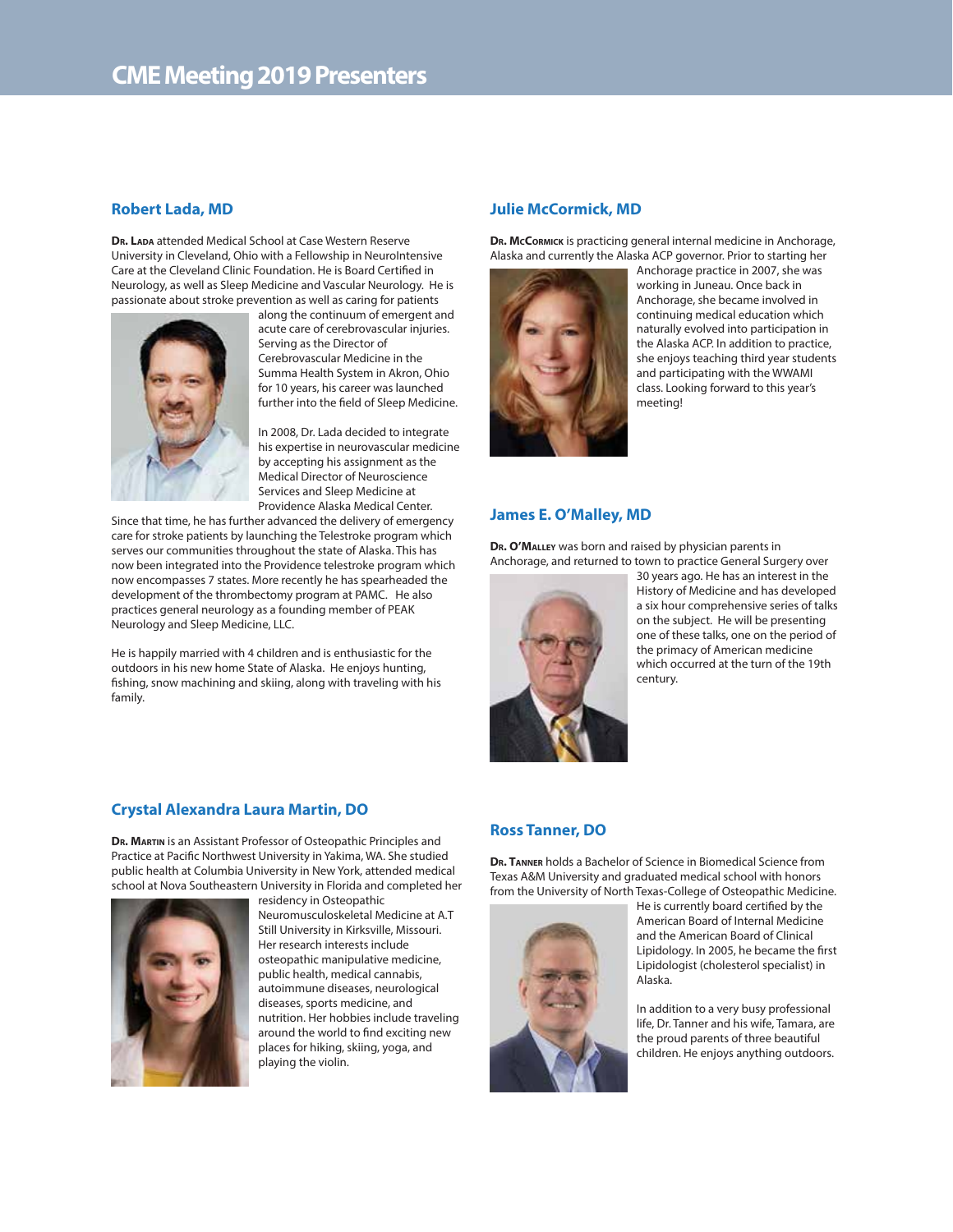# CME Meeting 2019 Presenters

## Robert Lada, MD

**Dr. Lada** attended Medical School at Case Western Reserve University in Cleveland, Ohio with a Fellowship in NeuroIntensive Care at the Cleveland Clinic Foundation. He is Board Certified in Neurology, as well as Sleep Medicine and Vascular Neurology. He is passionate about stroke prevention as well as caring for patients along the continuum of emergent and acute care of cerebrovascular injuries. Serving as the Director of Cerebrovascular Medicine in the Summa Health System in Akron, Ohio for 10 years, his career was launched further into the field of Sleep Medicine.

In 2008, Dr. Lada decided to integrate his expertise in neurovascular medicine by accepting his assignment as the Medical Director of Neuroscience Services and Sleep Medicine at Providence Alaska Medical Center. Since that time, he has further advanced the delivery of emergency care for stroke patients by launching the Telestroke program which serves our communities throughout the state of Alaska. This has now been integrated into the Providence telestroke program which now encompasses 7 states. More recently he has spearheaded the development of the thrombectomy program at PAMC. He also practices general neurology as a founding member of PEAK Neurology and Sleep Medicine, LLC.

He is happily married with 4 children and is enthusiastic for the outdoors in his new home State of Alaska. He enjoys hunting, fishing, snow machining and skiing, along with traveling with his family.

## Crystal Alexandra Laura Martin, DO

**Dr. Martin** is an Assistant Professor of Osteopathic Principles and Practice at Pacific Northwest University in Yakima, WA. She studied public health at Columbia University in New York, attended medical school at Nova Southeastern University in Florida and completed her residency in Osteopathic Neuromusculoskeletal Medicine at A.T Still University in Kirksville, Missouri. Her research interests include osteopathic manipulative medicine, public health, medical cannabis, autoimmune diseases, neurological diseases, sports medicine, and nutrition. Her hobbies include traveling around the world to find exciting new places for hiking, skiing, yoga, and playing the violin.

## Julie McCormick, MD

**Dr. McCormick** is practicing general internal medicine in Anchorage, Alaska and currently the Alaska ACP governor. Prior to starting her Anchorage practice in 2007, she was working in Juneau. Once back in Anchorage, she became involved in continuing medical education which naturally evolved into participation in the Alaska ACP. In addition to practice, she enjoys teaching third year students and participating with the WWAMI class. Looking forward to this year's meeting!

## James E. O'Malley, MD

**Dr. O'Malley** was born and raised by physician parents in Anchorage, and returned to town to practice General Surgery over 30 years ago. He has an interest in the History of Medicine and has developed a six hour comprehensive series of talks on the subject. He will be presenting one of these talks, one on the period of the primacy of American medicine which occurred at the turn of the 19th century.

## Ross Tanner, DO

**Dr. Tanner** holds a Bachelor of Science in Biomedical Science from Texas A&M University and graduated medical school with honors from the University of North Texas-College of Osteopathic Medicine. He is currently board certified by the American Board of Internal Medicine and the American Board of Clinical Lipidology. In 2005, he became the first Lipidologist (cholesterol specialist) in Alaska.

In addition to a very busy professional life, Dr. Tanner and his wife, Tamara, are the proud parents of three beautiful children. He enjoys anything outdoors.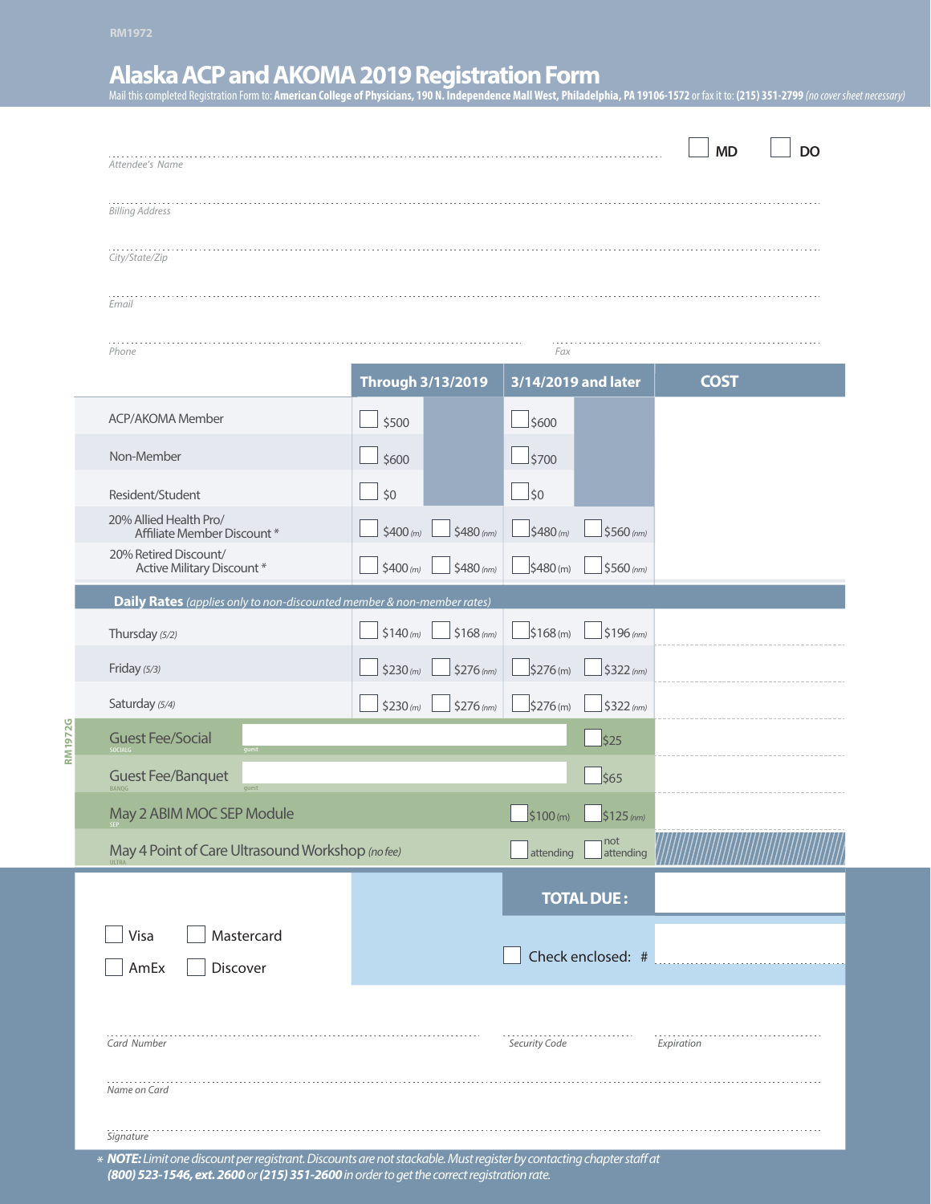RM1972

# Alaska ACP and AKOMA 2019 Registration Form

Mail this completed Registration Form to: **American College of Physicians, 190 N. Independence Mall West, Philadelphia, PA 19106-1572** or fax it to: **(215) 351-2799** *(no cover sheet necessary)*

Attendee's Name ☐ MD ☐ DO

Billing Address

City/State/Zip

Email

Phone

Fax

| | Through 3/13/2019 | | 3/14/2019 and later | | COST |
|---|---|---|---|---|---|
| ACP/AKOMA Member | ☐ $500 | | ☐ $600 | | |
| Non-Member | ☐ $600 | | ☐ $700 | | |
| Resident/Student | ☐ $0 | | ☐ $0 | | |
| 20% Allied Health Pro/ Affiliate Member Discount * | ☐ $400 (m) | ☐ $480 (nm) | ☐ $480 (m) | ☐ $560 (nm) | |
| 20% Retired Discount/ Active Military Discount * | ☐ $400 (m) | ☐ $480 (nm) | ☐ $480 (m) | ☐ $560 (nm) | |
| **Daily Rates** *(applies only to non-discounted member & non-member rates)* | | | | | |
| Thursday *(5/2)* | ☐ $140 (m) | ☐ $168 (nm) | ☐ $168 (m) | ☐ $196 (nm) | |
| Friday *(5/3)* | ☐ $230 (m) | ☐ $276 (nm) | ☐ $276 (m) | ☐ $322 (nm) | |
| Saturday *(5/4)* | ☐ $230 (m) | ☐ $276 (nm) | ☐ $276 (m) | ☐ $322 (nm) | |
| Guest Fee/Social (SOCIALG) — guest | | | | ☐ $25 | |
| Guest Fee/Banquet (BANQG) — guest | | | | ☐ $65 | |
| May 2 ABIM MOC SEP Module (SEP) | | | ☐ $100 (m) | ☐ $125 (nm) | |
| May 4 Point of Care Ultrasound Workshop *(no fee)* (ULTRA) | | | ☐ attending | ☐ not attending | |

**TOTAL DUE:**

☐ Visa ☐ Mastercard
☐ AmEx ☐ Discover

☐ Check enclosed: #

Card Number

Security Code

Expiration

Name on Card

Signature

\* ***NOTE:*** *Limit one discount per registrant. Discounts are not stackable. Must register by contacting chapter staff at* ***(800) 523-1546, ext. 2600*** *or* ***(215) 351-2600*** *in order to get the correct registration rate.*

RM1972G